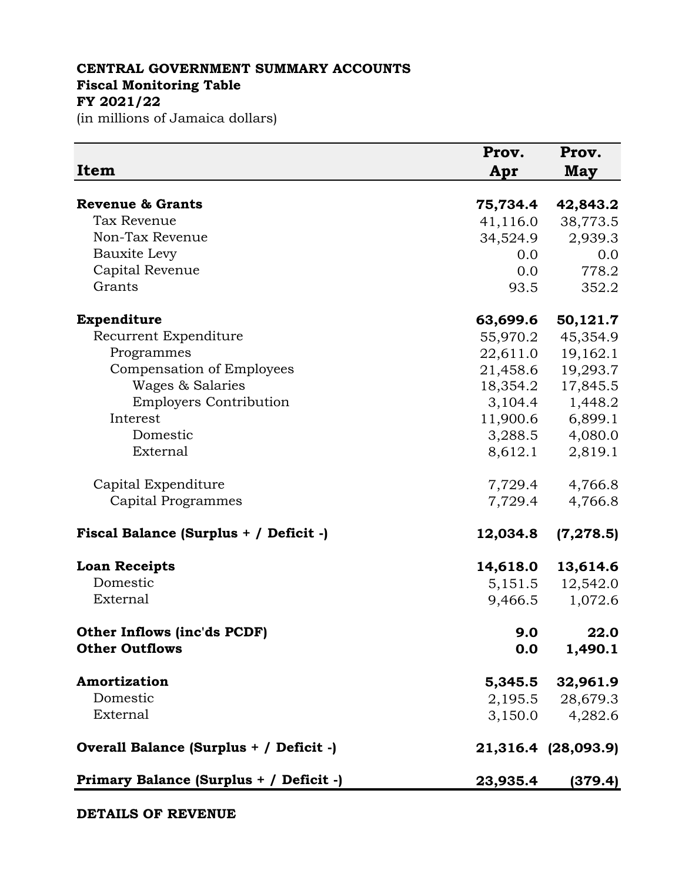**CENTRAL GOVERNMENT SUMMARY ACCOUNTS**
**Fiscal Monitoring Table**
**FY 2021/22**
(in millions of Jamaica dollars)

| Item | Prov. Apr | Prov. May |
|---|---|---|
| **Revenue & Grants** | **75,734.4** | **42,843.2** |
| Tax Revenue | 41,116.0 | 38,773.5 |
| Non-Tax Revenue | 34,524.9 | 2,939.3 |
| Bauxite Levy | 0.0 | 0.0 |
| Capital Revenue | 0.0 | 778.2 |
| Grants | 93.5 | 352.2 |
| **Expenditure** | **63,699.6** | **50,121.7** |
| Recurrent Expenditure | 55,970.2 | 45,354.9 |
| Programmes | 22,611.0 | 19,162.1 |
| Compensation of Employees | 21,458.6 | 19,293.7 |
| Wages & Salaries | 18,354.2 | 17,845.5 |
| Employers Contribution | 3,104.4 | 1,448.2 |
| Interest | 11,900.6 | 6,899.1 |
| Domestic | 3,288.5 | 4,080.0 |
| External | 8,612.1 | 2,819.1 |
| Capital Expenditure | 7,729.4 | 4,766.8 |
| Capital Programmes | 7,729.4 | 4,766.8 |
| **Fiscal Balance (Surplus + / Deficit -)** | **12,034.8** | **(7,278.5)** |
| **Loan Receipts** | **14,618.0** | **13,614.6** |
| Domestic | 5,151.5 | 12,542.0 |
| External | 9,466.5 | 1,072.6 |
| **Other Inflows (inc'ds PCDF)** | **9.0** | **22.0** |
| **Other Outflows** | **0.0** | **1,490.1** |
| **Amortization** | **5,345.5** | **32,961.9** |
| Domestic | 2,195.5 | 28,679.3 |
| External | 3,150.0 | 4,282.6 |
| **Overall Balance (Surplus + / Deficit -)** | **21,316.4** | **(28,093.9)** |
| **Primary Balance (Surplus + / Deficit -)** | **23,935.4** | **(379.4)** |

**DETAILS OF REVENUE**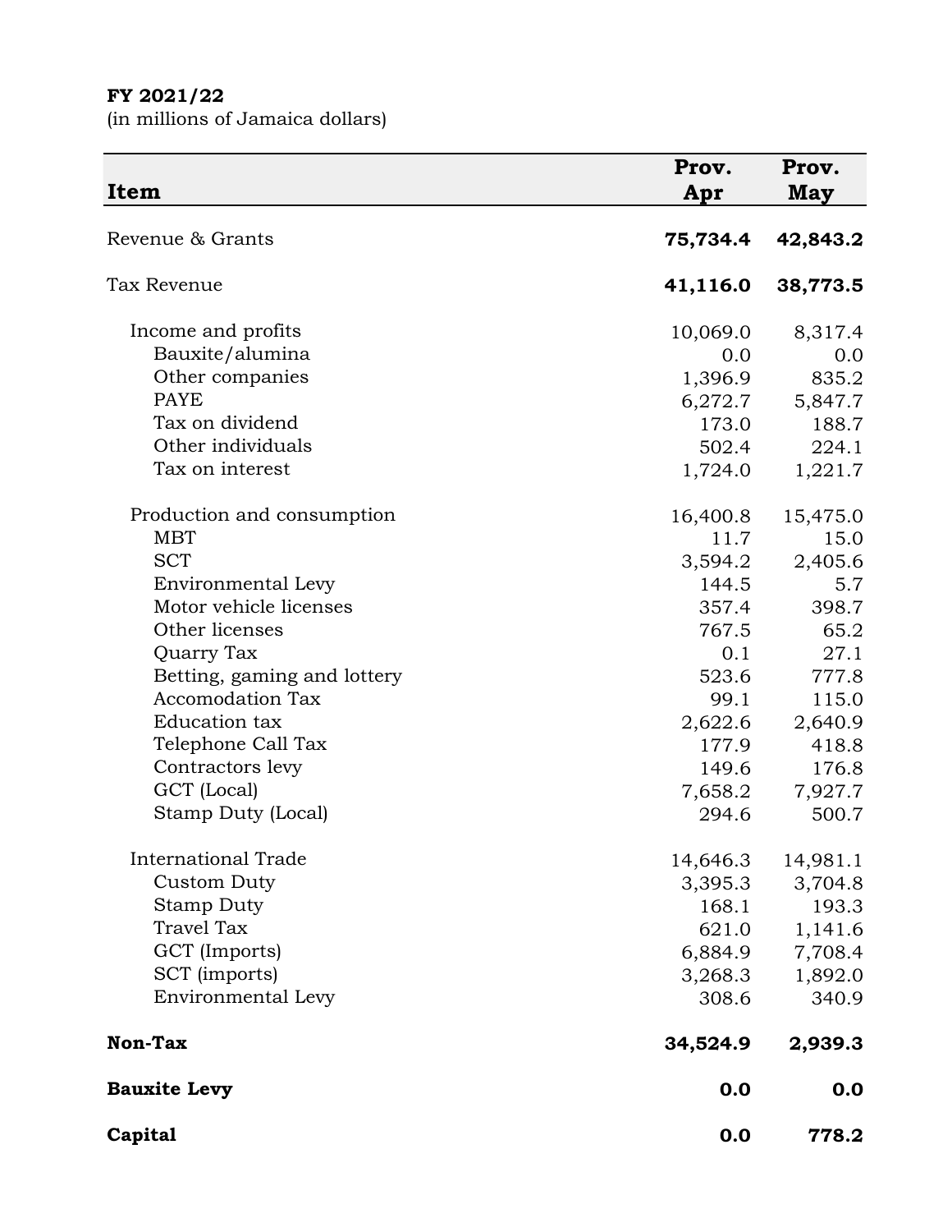**FY 2021/22**
(in millions of Jamaica dollars)

| Item | Prov. Apr | Prov. May |
|---|---|---|
| Revenue & Grants | **75,734.4** | **42,843.2** |
| Tax Revenue | **41,116.0** | **38,773.5** |
| Income and profits | 10,069.0 | 8,317.4 |
| Bauxite/alumina | 0.0 | 0.0 |
| Other companies | 1,396.9 | 835.2 |
| PAYE | 6,272.7 | 5,847.7 |
| Tax on dividend | 173.0 | 188.7 |
| Other individuals | 502.4 | 224.1 |
| Tax on interest | 1,724.0 | 1,221.7 |
| Production and consumption | 16,400.8 | 15,475.0 |
| MBT | 11.7 | 15.0 |
| SCT | 3,594.2 | 2,405.6 |
| Environmental Levy | 144.5 | 5.7 |
| Motor vehicle licenses | 357.4 | 398.7 |
| Other licenses | 767.5 | 65.2 |
| Quarry Tax | 0.1 | 27.1 |
| Betting, gaming and lottery | 523.6 | 777.8 |
| Accomodation Tax | 99.1 | 115.0 |
| Education tax | 2,622.6 | 2,640.9 |
| Telephone Call Tax | 177.9 | 418.8 |
| Contractors levy | 149.6 | 176.8 |
| GCT (Local) | 7,658.2 | 7,927.7 |
| Stamp Duty (Local) | 294.6 | 500.7 |
| International Trade | 14,646.3 | 14,981.1 |
| Custom Duty | 3,395.3 | 3,704.8 |
| Stamp Duty | 168.1 | 193.3 |
| Travel Tax | 621.0 | 1,141.6 |
| GCT (Imports) | 6,884.9 | 7,708.4 |
| SCT (imports) | 3,268.3 | 1,892.0 |
| Environmental Levy | 308.6 | 340.9 |
| **Non-Tax** | **34,524.9** | **2,939.3** |
| **Bauxite Levy** | **0.0** | **0.0** |
| **Capital** | **0.0** | **778.2** |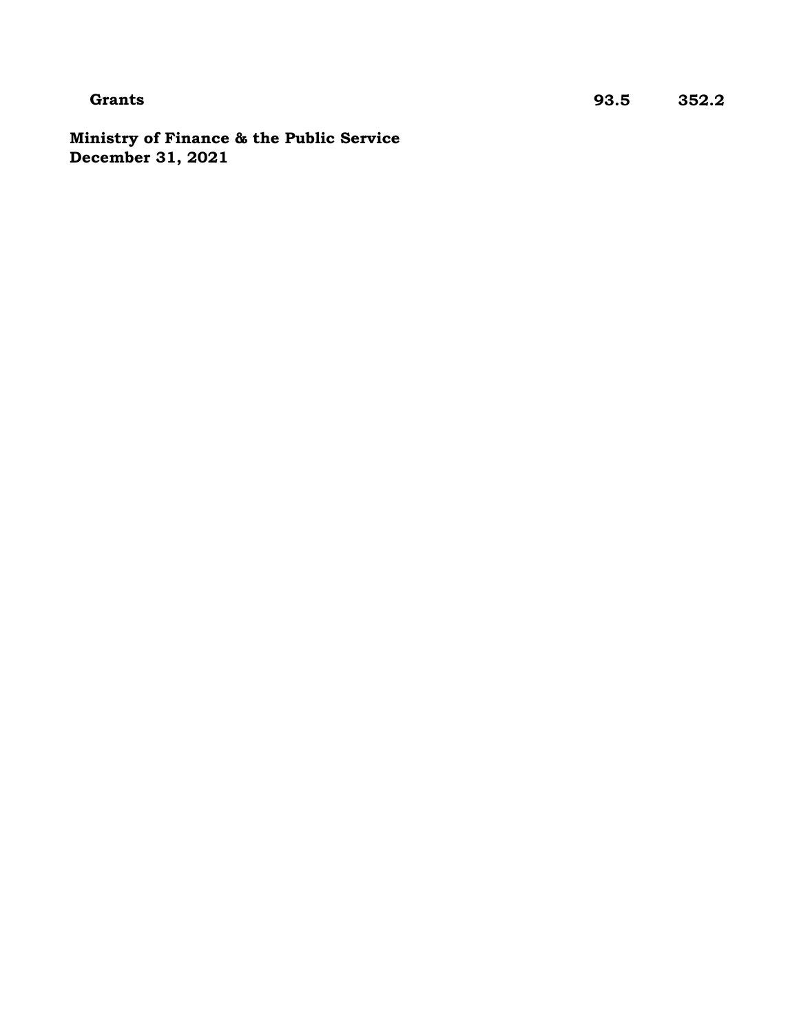| Grants | 93.5 | 352.2 |
| --- | --- | --- |

**Ministry of Finance & the Public Service**
**December 31, 2021**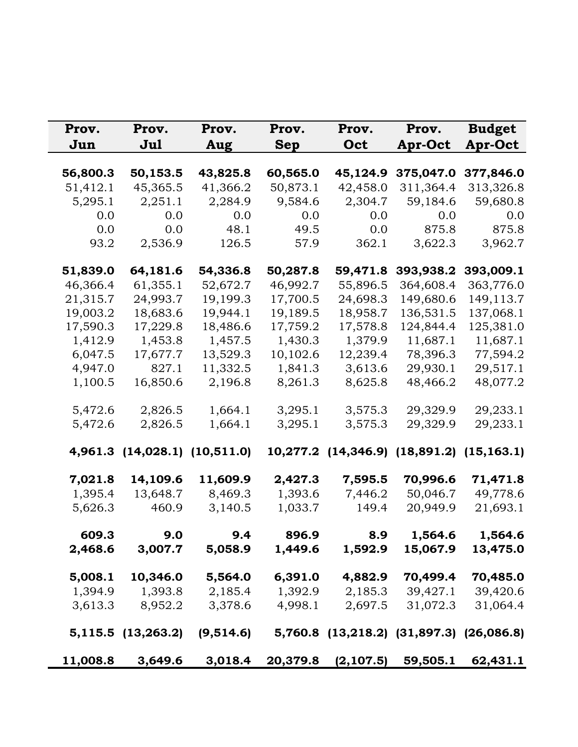| Prov. Jun | Prov. Jul | Prov. Aug | Prov. Sep | Prov. Oct | Prov. Apr-Oct | Budget Apr-Oct |
|---|---|---|---|---|---|---|
| **56,800.3** | **50,153.5** | **43,825.8** | **60,565.0** | **45,124.9** | **375,047.0** | **377,846.0** |
| 51,412.1 | 45,365.5 | 41,366.2 | 50,873.1 | 42,458.0 | 311,364.4 | 313,326.8 |
| 5,295.1 | 2,251.1 | 2,284.9 | 9,584.6 | 2,304.7 | 59,184.6 | 59,680.8 |
| 0.0 | 0.0 | 0.0 | 0.0 | 0.0 | 0.0 | 0.0 |
| 0.0 | 0.0 | 48.1 | 49.5 | 0.0 | 875.8 | 875.8 |
| 93.2 | 2,536.9 | 126.5 | 57.9 | 362.1 | 3,622.3 | 3,962.7 |
| | | | | | | |
| **51,839.0** | **64,181.6** | **54,336.8** | **50,287.8** | **59,471.8** | **393,938.2** | **393,009.1** |
| 46,366.4 | 61,355.1 | 52,672.7 | 46,992.7 | 55,896.5 | 364,608.4 | 363,776.0 |
| 21,315.7 | 24,993.7 | 19,199.3 | 17,700.5 | 24,698.3 | 149,680.6 | 149,113.7 |
| 19,003.2 | 18,683.6 | 19,944.1 | 19,189.5 | 18,958.7 | 136,531.5 | 137,068.1 |
| 17,590.3 | 17,229.8 | 18,486.6 | 17,759.2 | 17,578.8 | 124,844.4 | 125,381.0 |
| 1,412.9 | 1,453.8 | 1,457.5 | 1,430.3 | 1,379.9 | 11,687.1 | 11,687.1 |
| 6,047.5 | 17,677.7 | 13,529.3 | 10,102.6 | 12,239.4 | 78,396.3 | 77,594.2 |
| 4,947.0 | 827.1 | 11,332.5 | 1,841.3 | 3,613.6 | 29,930.1 | 29,517.1 |
| 1,100.5 | 16,850.6 | 2,196.8 | 8,261.3 | 8,625.8 | 48,466.2 | 48,077.2 |
| | | | | | | |
| 5,472.6 | 2,826.5 | 1,664.1 | 3,295.1 | 3,575.3 | 29,329.9 | 29,233.1 |
| 5,472.6 | 2,826.5 | 1,664.1 | 3,295.1 | 3,575.3 | 29,329.9 | 29,233.1 |
| | | | | | | |
| **4,961.3** | **(14,028.1)** | **(10,511.0)** | **10,277.2** | **(14,346.9)** | **(18,891.2)** | **(15,163.1)** |
| | | | | | | |
| **7,021.8** | **14,109.6** | **11,609.9** | **2,427.3** | **7,595.5** | **70,996.6** | **71,471.8** |
| 1,395.4 | 13,648.7 | 8,469.3 | 1,393.6 | 7,446.2 | 50,046.7 | 49,778.6 |
| 5,626.3 | 460.9 | 3,140.5 | 1,033.7 | 149.4 | 20,949.9 | 21,693.1 |
| | | | | | | |
| **609.3** | **9.0** | **9.4** | **896.9** | **8.9** | **1,564.6** | **1,564.6** |
| **2,468.6** | **3,007.7** | **5,058.9** | **1,449.6** | **1,592.9** | **15,067.9** | **13,475.0** |
| | | | | | | |
| **5,008.1** | **10,346.0** | **5,564.0** | **6,391.0** | **4,882.9** | **70,499.4** | **70,485.0** |
| 1,394.9 | 1,393.8 | 2,185.4 | 1,392.9 | 2,185.3 | 39,427.1 | 39,420.6 |
| 3,613.3 | 8,952.2 | 3,378.6 | 4,998.1 | 2,697.5 | 31,072.3 | 31,064.4 |
| | | | | | | |
| **5,115.5** | **(13,263.2)** | **(9,514.6)** | **5,760.8** | **(13,218.2)** | **(31,897.3)** | **(26,086.8)** |
| | | | | | | |
| **11,008.8** | **3,649.6** | **3,018.4** | **20,379.8** | **(2,107.5)** | **59,505.1** | **62,431.1** |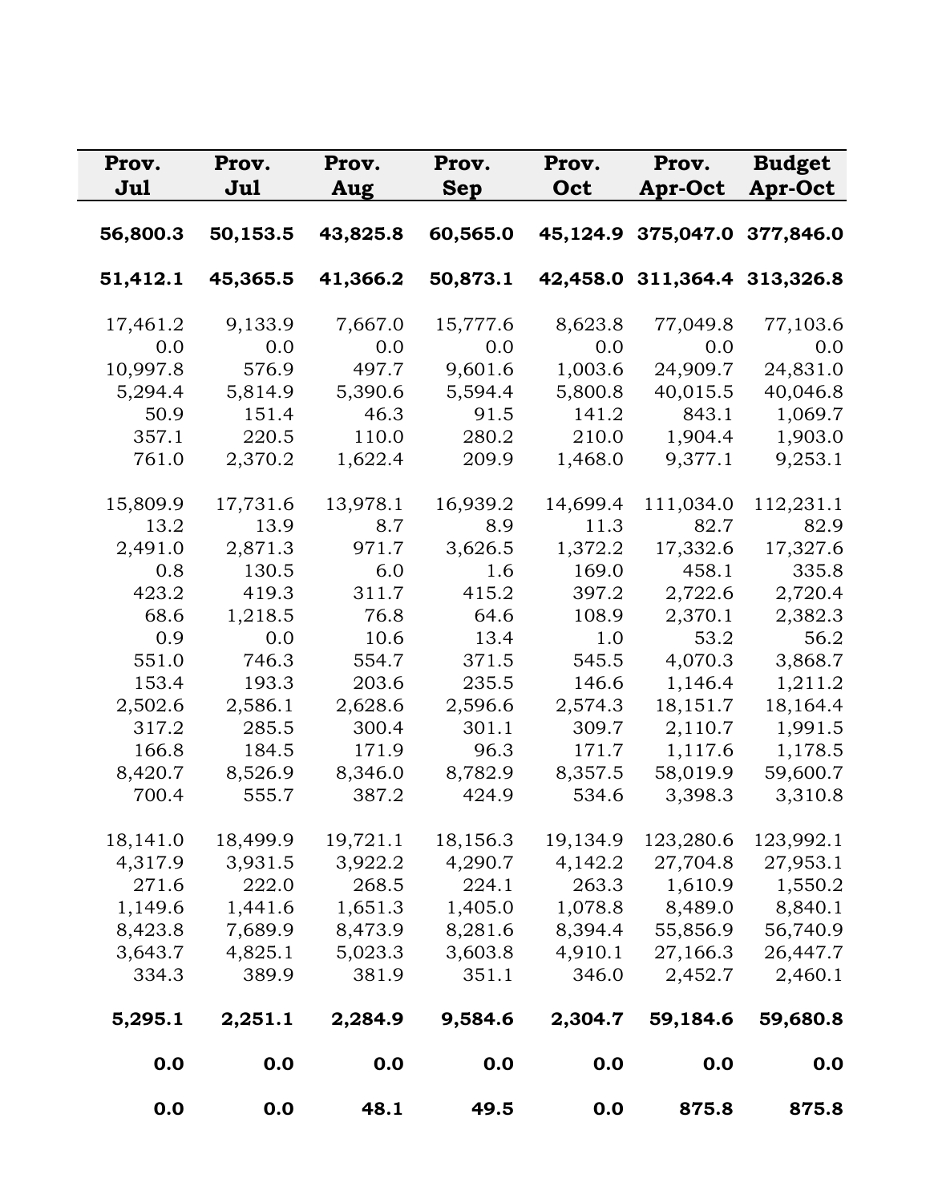| Prov. Jul | Prov. Jul | Prov. Aug | Prov. Sep | Prov. Oct | Prov. Apr-Oct | Budget Apr-Oct |
|---|---|---|---|---|---|---|
| **56,800.3** | **50,153.5** | **43,825.8** | **60,565.0** | **45,124.9** | **375,047.0** | **377,846.0** |
| **51,412.1** | **45,365.5** | **41,366.2** | **50,873.1** | **42,458.0** | **311,364.4** | **313,326.8** |
| 17,461.2 | 9,133.9 | 7,667.0 | 15,777.6 | 8,623.8 | 77,049.8 | 77,103.6 |
| 0.0 | 0.0 | 0.0 | 0.0 | 0.0 | 0.0 | 0.0 |
| 10,997.8 | 576.9 | 497.7 | 9,601.6 | 1,003.6 | 24,909.7 | 24,831.0 |
| 5,294.4 | 5,814.9 | 5,390.6 | 5,594.4 | 5,800.8 | 40,015.5 | 40,046.8 |
| 50.9 | 151.4 | 46.3 | 91.5 | 141.2 | 843.1 | 1,069.7 |
| 357.1 | 220.5 | 110.0 | 280.2 | 210.0 | 1,904.4 | 1,903.0 |
| 761.0 | 2,370.2 | 1,622.4 | 209.9 | 1,468.0 | 9,377.1 | 9,253.1 |
| 15,809.9 | 17,731.6 | 13,978.1 | 16,939.2 | 14,699.4 | 111,034.0 | 112,231.1 |
| 13.2 | 13.9 | 8.7 | 8.9 | 11.3 | 82.7 | 82.9 |
| 2,491.0 | 2,871.3 | 971.7 | 3,626.5 | 1,372.2 | 17,332.6 | 17,327.6 |
| 0.8 | 130.5 | 6.0 | 1.6 | 169.0 | 458.1 | 335.8 |
| 423.2 | 419.3 | 311.7 | 415.2 | 397.2 | 2,722.6 | 2,720.4 |
| 68.6 | 1,218.5 | 76.8 | 64.6 | 108.9 | 2,370.1 | 2,382.3 |
| 0.9 | 0.0 | 10.6 | 13.4 | 1.0 | 53.2 | 56.2 |
| 551.0 | 746.3 | 554.7 | 371.5 | 545.5 | 4,070.3 | 3,868.7 |
| 153.4 | 193.3 | 203.6 | 235.5 | 146.6 | 1,146.4 | 1,211.2 |
| 2,502.6 | 2,586.1 | 2,628.6 | 2,596.6 | 2,574.3 | 18,151.7 | 18,164.4 |
| 317.2 | 285.5 | 300.4 | 301.1 | 309.7 | 2,110.7 | 1,991.5 |
| 166.8 | 184.5 | 171.9 | 96.3 | 171.7 | 1,117.6 | 1,178.5 |
| 8,420.7 | 8,526.9 | 8,346.0 | 8,782.9 | 8,357.5 | 58,019.9 | 59,600.7 |
| 700.4 | 555.7 | 387.2 | 424.9 | 534.6 | 3,398.3 | 3,310.8 |
| 18,141.0 | 18,499.9 | 19,721.1 | 18,156.3 | 19,134.9 | 123,280.6 | 123,992.1 |
| 4,317.9 | 3,931.5 | 3,922.2 | 4,290.7 | 4,142.2 | 27,704.8 | 27,953.1 |
| 271.6 | 222.0 | 268.5 | 224.1 | 263.3 | 1,610.9 | 1,550.2 |
| 1,149.6 | 1,441.6 | 1,651.3 | 1,405.0 | 1,078.8 | 8,489.0 | 8,840.1 |
| 8,423.8 | 7,689.9 | 8,473.9 | 8,281.6 | 8,394.4 | 55,856.9 | 56,740.9 |
| 3,643.7 | 4,825.1 | 5,023.3 | 3,603.8 | 4,910.1 | 27,166.3 | 26,447.7 |
| 334.3 | 389.9 | 381.9 | 351.1 | 346.0 | 2,452.7 | 2,460.1 |
| **5,295.1** | **2,251.1** | **2,284.9** | **9,584.6** | **2,304.7** | **59,184.6** | **59,680.8** |
| **0.0** | **0.0** | **0.0** | **0.0** | **0.0** | **0.0** | **0.0** |
| **0.0** | **0.0** | **48.1** | **49.5** | **0.0** | **875.8** | **875.8** |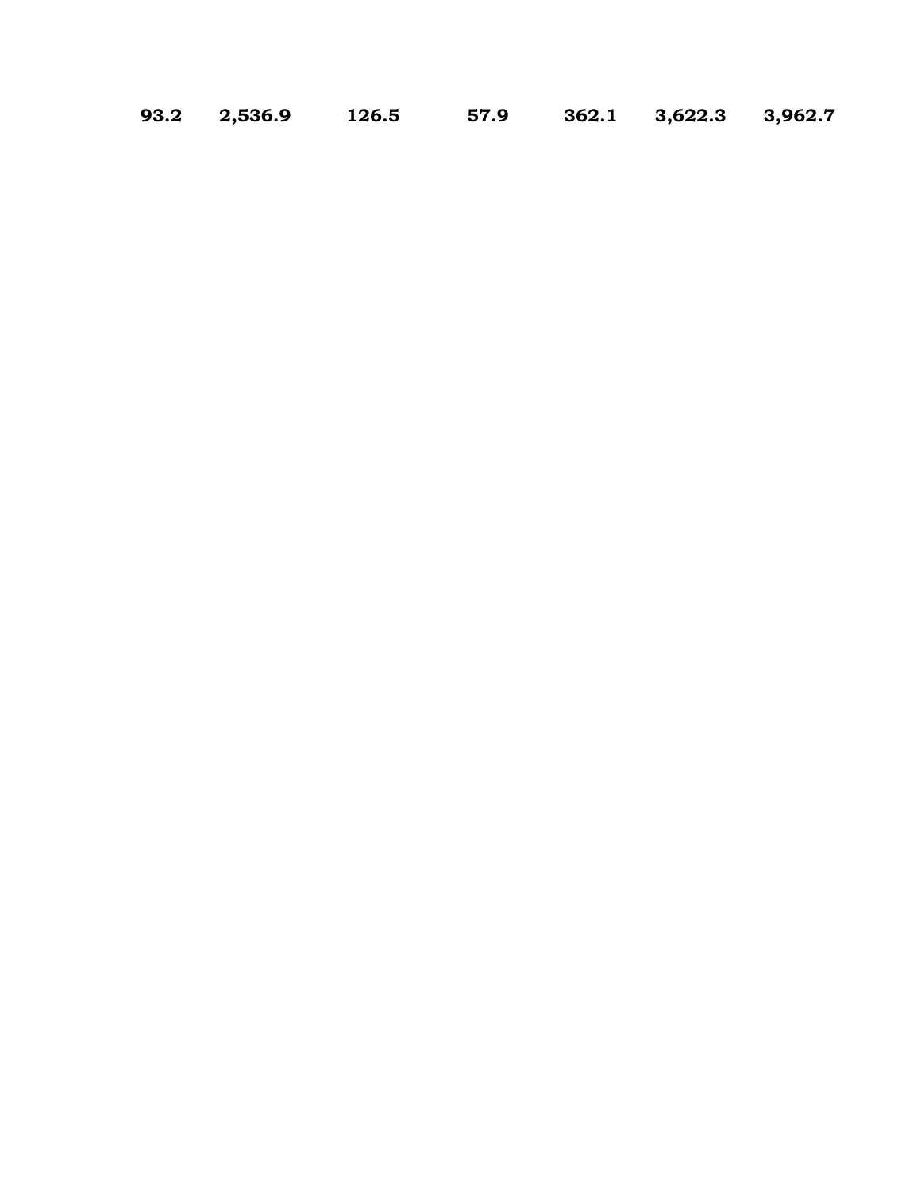| 93.2 | 2,536.9 | 126.5 | 57.9 | 362.1 | 3,622.3 | 3,962.7 |
|---|---|---|---|---|---|---|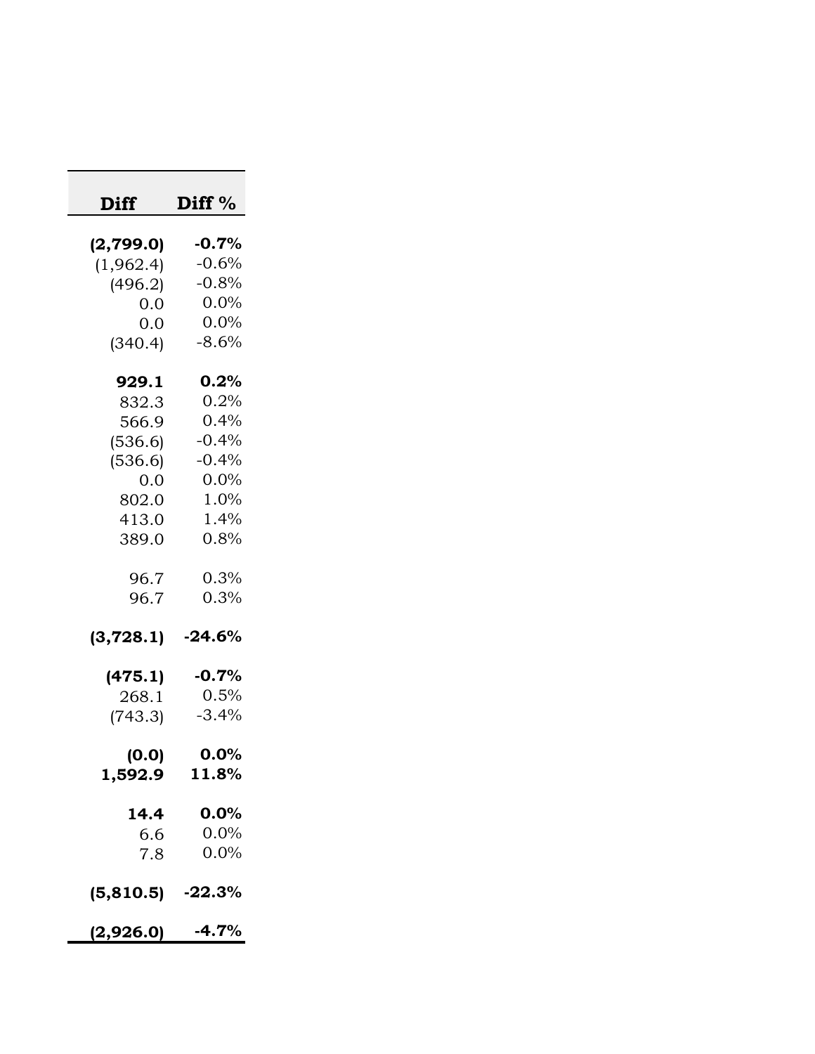| Diff | Diff % |
|---|---|
| **(2,799.0)** | **-0.7%** |
| (1,962.4) | -0.6% |
| (496.2) | -0.8% |
| 0.0 | 0.0% |
| 0.0 | 0.0% |
| (340.4) | -8.6% |
| | |
| **929.1** | **0.2%** |
| 832.3 | 0.2% |
| 566.9 | 0.4% |
| (536.6) | -0.4% |
| (536.6) | -0.4% |
| 0.0 | 0.0% |
| 802.0 | 1.0% |
| 413.0 | 1.4% |
| 389.0 | 0.8% |
| | |
| 96.7 | 0.3% |
| 96.7 | 0.3% |
| | |
| **(3,728.1)** | **-24.6%** |
| | |
| **(475.1)** | **-0.7%** |
| 268.1 | 0.5% |
| (743.3) | -3.4% |
| | |
| **(0.0)** | **0.0%** |
| **1,592.9** | **11.8%** |
| | |
| **14.4** | **0.0%** |
| 6.6 | 0.0% |
| 7.8 | 0.0% |
| | |
| **(5,810.5)** | **-22.3%** |
| | |
| **(2,926.0)** | **-4.7%** |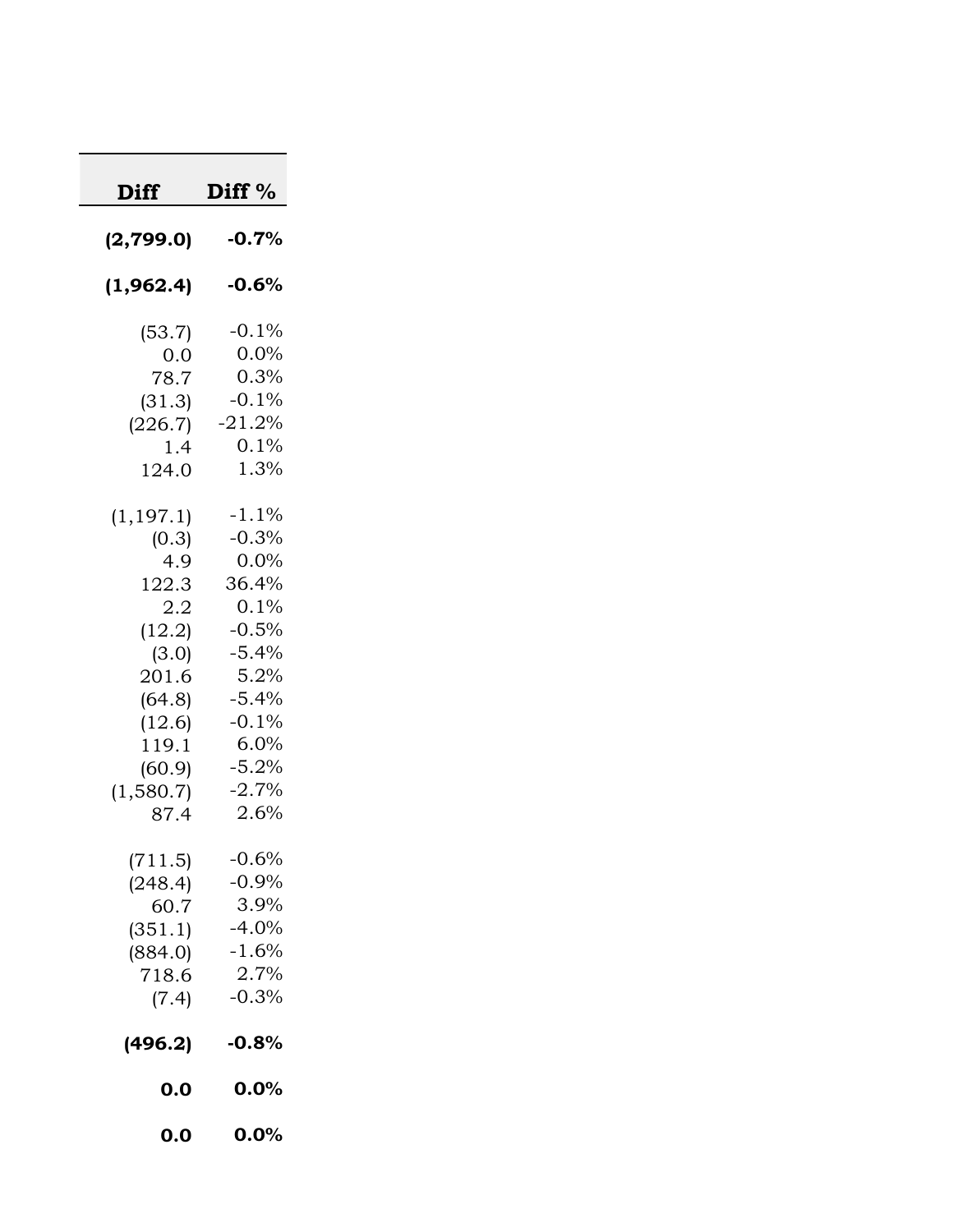| Diff | Diff % |
|---|---|
| **(2,799.0)** | **-0.7%** |
| | |
| **(1,962.4)** | **-0.6%** |
| | |
| (53.7) | -0.1% |
| 0.0 | 0.0% |
| 78.7 | 0.3% |
| (31.3) | -0.1% |
| (226.7) | -21.2% |
| 1.4 | 0.1% |
| 124.0 | 1.3% |
| | |
| (1,197.1) | -1.1% |
| (0.3) | -0.3% |
| 4.9 | 0.0% |
| 122.3 | 36.4% |
| 2.2 | 0.1% |
| (12.2) | -0.5% |
| (3.0) | -5.4% |
| 201.6 | 5.2% |
| (64.8) | -5.4% |
| (12.6) | -0.1% |
| 119.1 | 6.0% |
| (60.9) | -5.2% |
| (1,580.7) | -2.7% |
| 87.4 | 2.6% |
| | |
| (711.5) | -0.6% |
| (248.4) | -0.9% |
| 60.7 | 3.9% |
| (351.1) | -4.0% |
| (884.0) | -1.6% |
| 718.6 | 2.7% |
| (7.4) | -0.3% |
| | |
| **(496.2)** | **-0.8%** |
| | |
| **0.0** | **0.0%** |
| | |
| **0.0** | **0.0%** |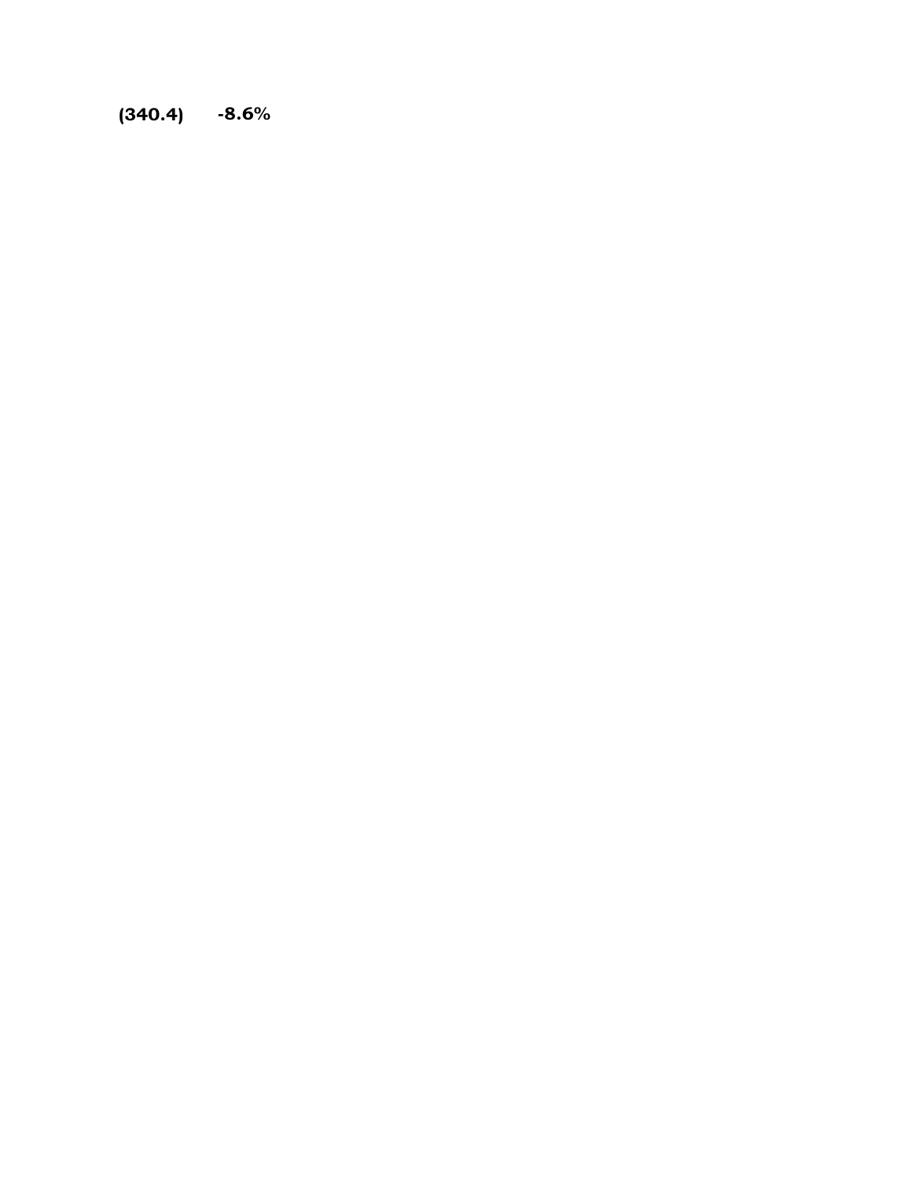**(340.4)** **-8.6%**